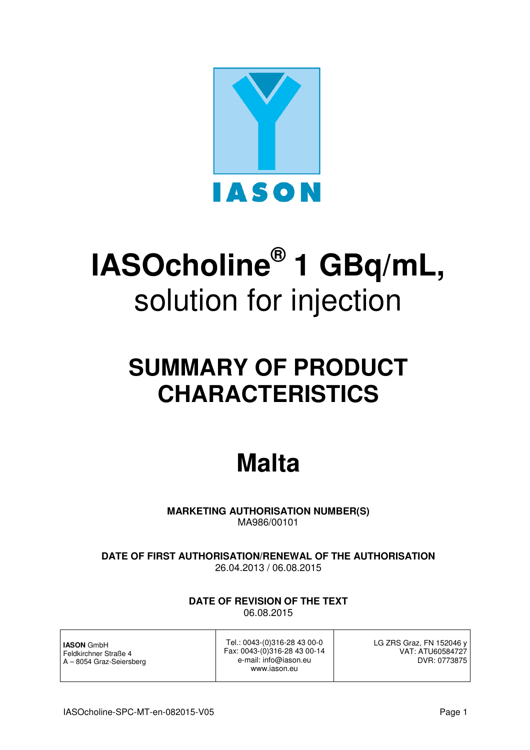IASON

# IASOcholine® 1 GBq/mL,

solution for injection

# SUMMARY OF PRODUCT CHARACTERISTICS

# Malta

**MARKETING AUTHORISATION NUMBER(S)**
MA986/00101

**DATE OF FIRST AUTHORISATION/RENEWAL OF THE AUTHORISATION**
26.04.2013 / 06.08.2015

**DATE OF REVISION OF THE TEXT**
06.08.2015

| **IASON** GmbH<br>Feldkirchner Straße 4<br>A – 8054 Graz-Seiersberg | Tel.: 0043-(0)316-28 43 00-0<br>Fax: 0043-(0)316-28 43 00-14<br>e-mail: info@iason.eu<br>www.iason.eu | LG ZRS Graz, FN 152046 y<br>VAT: ATU60584727<br>DVR: 0773875 |
|---|---|---|

IASOcholine-SPC-MT-en-082015-V05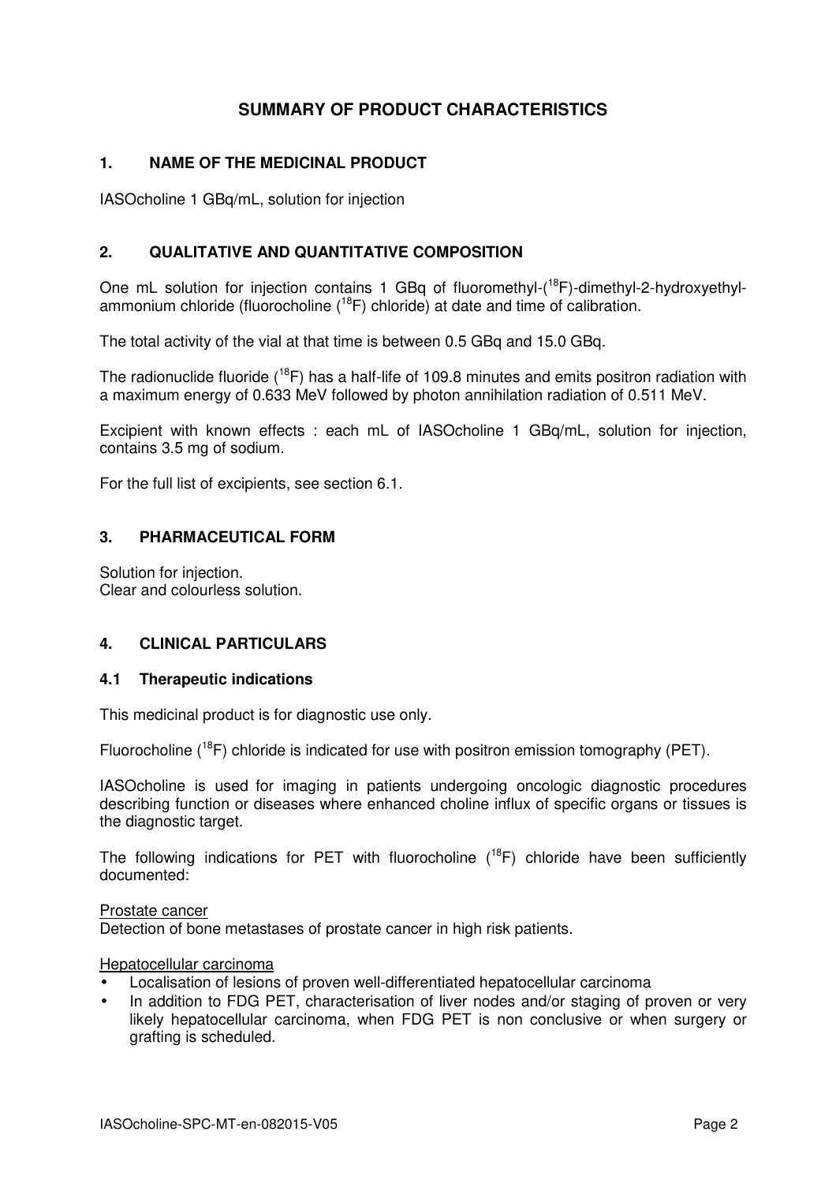# SUMMARY OF PRODUCT CHARACTERISTICS

## 1. NAME OF THE MEDICINAL PRODUCT

IASOcholine 1 GBq/mL, solution for injection

## 2. QUALITATIVE AND QUANTITATIVE COMPOSITION

One mL solution for injection contains 1 GBq of fluoromethyl-($^{18}F$)-dimethyl-2-hydroxyethyl-ammonium chloride (fluorocholine ($^{18}F$) chloride) at date and time of calibration.

The total activity of the vial at that time is between 0.5 GBq and 15.0 GBq.

The radionuclide fluoride ($^{18}F$) has a half-life of 109.8 minutes and emits positron radiation with a maximum energy of 0.633 MeV followed by photon annihilation radiation of 0.511 MeV.

Excipient with known effects : each mL of IASOcholine 1 GBq/mL, solution for injection, contains 3.5 mg of sodium.

For the full list of excipients, see section 6.1.

## 3. PHARMACEUTICAL FORM

Solution for injection.
Clear and colourless solution.

## 4. CLINICAL PARTICULARS

### 4.1 Therapeutic indications

This medicinal product is for diagnostic use only.

Fluorocholine ($^{18}F$) chloride is indicated for use with positron emission tomography (PET).

IASOcholine is used for imaging in patients undergoing oncologic diagnostic procedures describing function or diseases where enhanced choline influx of specific organs or tissues is the diagnostic target.

The following indications for PET with fluorocholine ($^{18}F$) chloride have been sufficiently documented:

Prostate cancer
Detection of bone metastases of prostate cancer in high risk patients.

Hepatocellular carcinoma

- Localisation of lesions of proven well-differentiated hepatocellular carcinoma
- In addition to FDG PET, characterisation of liver nodes and/or staging of proven or very likely hepatocellular carcinoma, when FDG PET is non conclusive or when surgery or grafting is scheduled.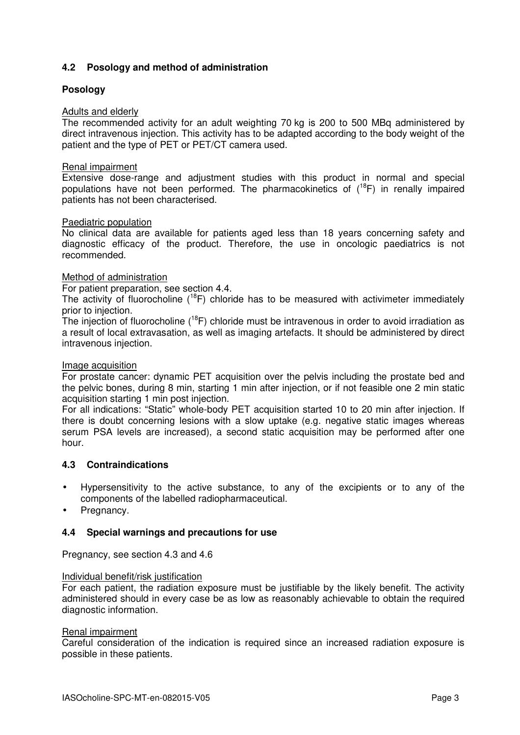## 4.2 Posology and method of administration

### Posology

Adults and elderly

The recommended activity for an adult weighting 70 kg is 200 to 500 MBq administered by direct intravenous injection. This activity has to be adapted according to the body weight of the patient and the type of PET or PET/CT camera used.

Renal impairment

Extensive dose-range and adjustment studies with this product in normal and special populations have not been performed. The pharmacokinetics of ($^{18}$F) in renally impaired patients has not been characterised.

Paediatric population

No clinical data are available for patients aged less than 18 years concerning safety and diagnostic efficacy of the product. Therefore, the use in oncologic paediatrics is not recommended.

Method of administration

For patient preparation, see section 4.4.

The activity of fluorocholine ($^{18}$F) chloride has to be measured with activimeter immediately prior to injection.

The injection of fluorocholine ($^{18}$F) chloride must be intravenous in order to avoid irradiation as a result of local extravasation, as well as imaging artefacts. It should be administered by direct intravenous injection.

Image acquisition

For prostate cancer: dynamic PET acquisition over the pelvis including the prostate bed and the pelvic bones, during 8 min, starting 1 min after injection, or if not feasible one 2 min static acquisition starting 1 min post injection.

For all indications: "Static" whole-body PET acquisition started 10 to 20 min after injection. If there is doubt concerning lesions with a slow uptake (e.g. negative static images whereas serum PSA levels are increased), a second static acquisition may be performed after one hour.

## 4.3 Contraindications

- Hypersensitivity to the active substance, to any of the excipients or to any of the components of the labelled radiopharmaceutical.
- Pregnancy.

## 4.4 Special warnings and precautions for use

Pregnancy, see section 4.3 and 4.6

Individual benefit/risk justification

For each patient, the radiation exposure must be justifiable by the likely benefit. The activity administered should in every case be as low as reasonably achievable to obtain the required diagnostic information.

Renal impairment

Careful consideration of the indication is required since an increased radiation exposure is possible in these patients.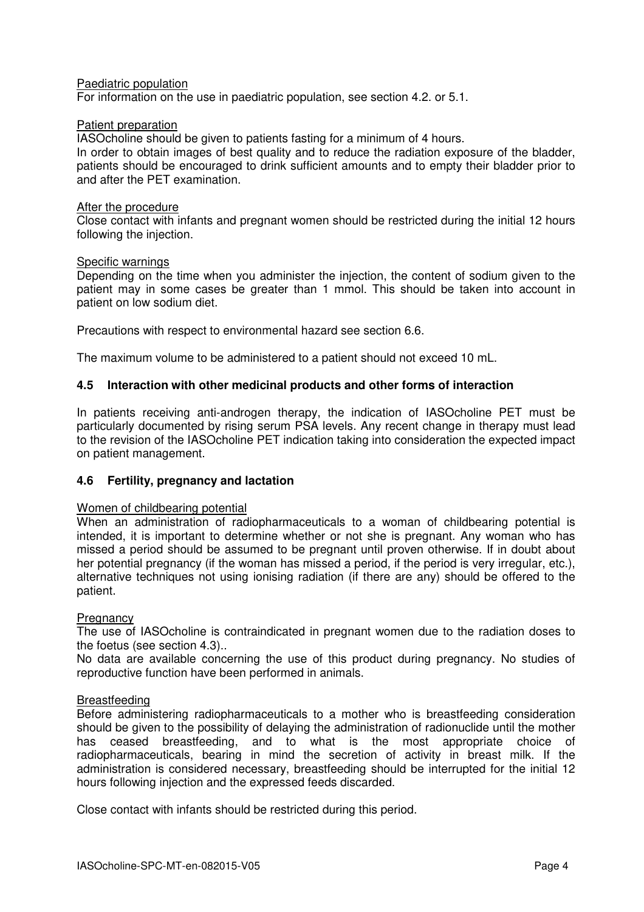Paediatric population
For information on the use in paediatric population, see section 4.2. or 5.1.

Patient preparation
IASOcholine should be given to patients fasting for a minimum of 4 hours.
In order to obtain images of best quality and to reduce the radiation exposure of the bladder, patients should be encouraged to drink sufficient amounts and to empty their bladder prior to and after the PET examination.

After the procedure
Close contact with infants and pregnant women should be restricted during the initial 12 hours following the injection.

Specific warnings
Depending on the time when you administer the injection, the content of sodium given to the patient may in some cases be greater than 1 mmol. This should be taken into account in patient on low sodium diet.

Precautions with respect to environmental hazard see section 6.6.

The maximum volume to be administered to a patient should not exceed 10 mL.

## 4.5 Interaction with other medicinal products and other forms of interaction

In patients receiving anti-androgen therapy, the indication of IASOcholine PET must be particularly documented by rising serum PSA levels. Any recent change in therapy must lead to the revision of the IASOcholine PET indication taking into consideration the expected impact on patient management.

## 4.6 Fertility, pregnancy and lactation

Women of childbearing potential
When an administration of radiopharmaceuticals to a woman of childbearing potential is intended, it is important to determine whether or not she is pregnant. Any woman who has missed a period should be assumed to be pregnant until proven otherwise. If in doubt about her potential pregnancy (if the woman has missed a period, if the period is very irregular, etc.), alternative techniques not using ionising radiation (if there are any) should be offered to the patient.

Pregnancy
The use of IASOcholine is contraindicated in pregnant women due to the radiation doses to the foetus (see section 4.3)..
No data are available concerning the use of this product during pregnancy. No studies of reproductive function have been performed in animals.

Breastfeeding
Before administering radiopharmaceuticals to a mother who is breastfeeding consideration should be given to the possibility of delaying the administration of radionuclide until the mother has ceased breastfeeding, and to what is the most appropriate choice of radiopharmaceuticals, bearing in mind the secretion of activity in breast milk. If the administration is considered necessary, breastfeeding should be interrupted for the initial 12 hours following injection and the expressed feeds discarded.

Close contact with infants should be restricted during this period.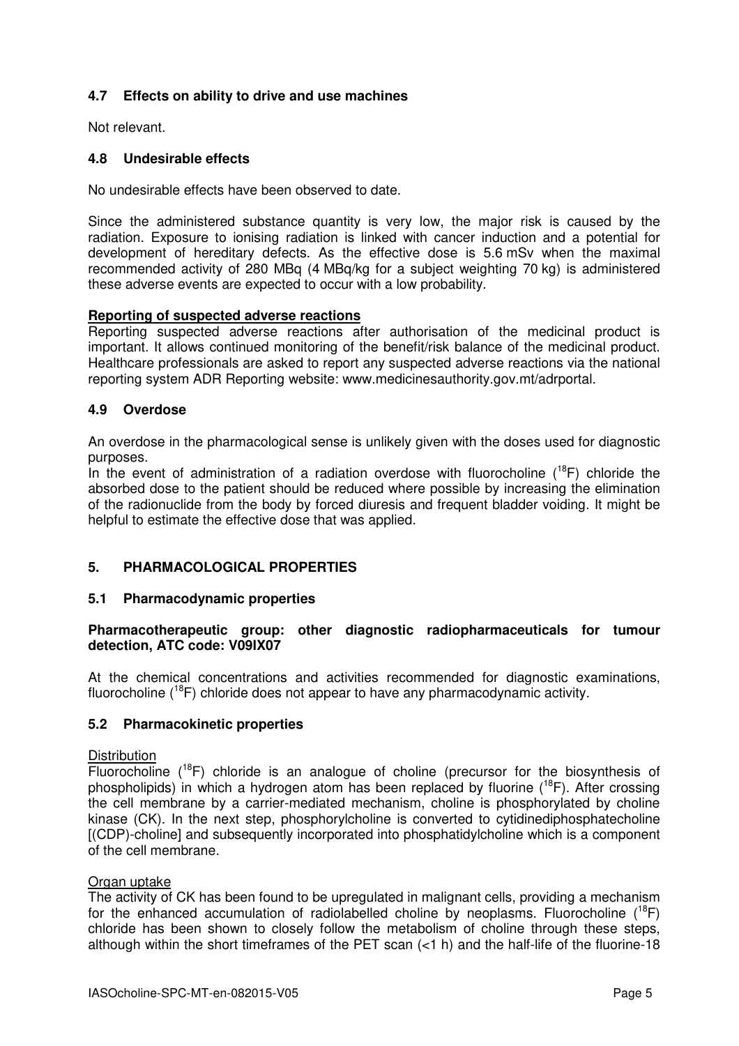### 4.7 Effects on ability to drive and use machines

Not relevant.

### 4.8 Undesirable effects

No undesirable effects have been observed to date.

Since the administered substance quantity is very low, the major risk is caused by the radiation. Exposure to ionising radiation is linked with cancer induction and a potential for development of hereditary defects. As the effective dose is 5.6 mSv when the maximal recommended activity of 280 MBq (4 MBq/kg for a subject weighting 70 kg) is administered these adverse events are expected to occur with a low probability.

**Reporting of suspected adverse reactions**

Reporting suspected adverse reactions after authorisation of the medicinal product is important. It allows continued monitoring of the benefit/risk balance of the medicinal product. Healthcare professionals are asked to report any suspected adverse reactions via the national reporting system ADR Reporting website: www.medicinesauthority.gov.mt/adrportal.

### 4.9 Overdose

An overdose in the pharmacological sense is unlikely given with the doses used for diagnostic purposes.

In the event of administration of a radiation overdose with fluorocholine ($^{18}$F) chloride the absorbed dose to the patient should be reduced where possible by increasing the elimination of the radionuclide from the body by forced diuresis and frequent bladder voiding. It might be helpful to estimate the effective dose that was applied.

## 5. PHARMACOLOGICAL PROPERTIES

### 5.1 Pharmacodynamic properties

**Pharmacotherapeutic group: other diagnostic radiopharmaceuticals for tumour detection, ATC code: V09IX07**

At the chemical concentrations and activities recommended for diagnostic examinations, fluorocholine ($^{18}$F) chloride does not appear to have any pharmacodynamic activity.

### 5.2 Pharmacokinetic properties

Distribution

Fluorocholine ($^{18}$F) chloride is an analogue of choline (precursor for the biosynthesis of phospholipids) in which a hydrogen atom has been replaced by fluorine ($^{18}$F). After crossing the cell membrane by a carrier-mediated mechanism, choline is phosphorylated by choline kinase (CK). In the next step, phosphorylcholine is converted to cytidinediphosphatecholine [(CDP)-choline] and subsequently incorporated into phosphatidylcholine which is a component of the cell membrane.

Organ uptake

The activity of CK has been found to be upregulated in malignant cells, providing a mechanism for the enhanced accumulation of radiolabelled choline by neoplasms. Fluorocholine ($^{18}$F) chloride has been shown to closely follow the metabolism of choline through these steps, although within the short timeframes of the PET scan (<1 h) and the half-life of the fluorine-18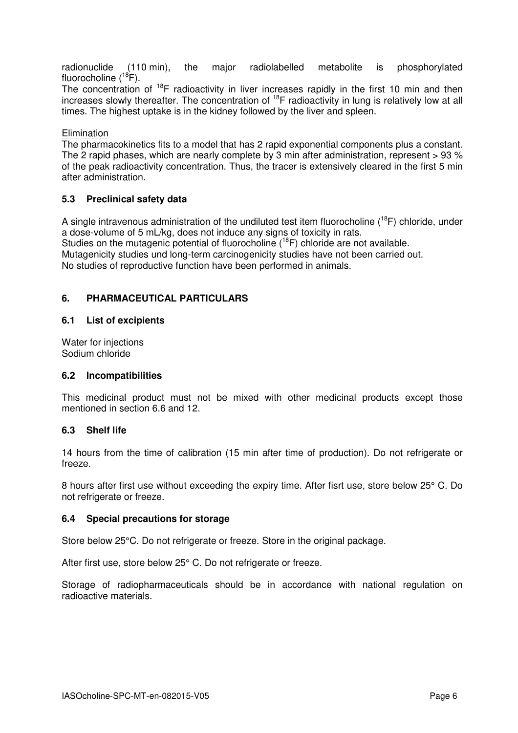radionuclide (110 min), the major radiolabelled metabolite is phosphorylated fluorocholine ($^{18}F$).

The concentration of $^{18}F$ radioactivity in liver increases rapidly in the first 10 min and then increases slowly thereafter. The concentration of $^{18}F$ radioactivity in lung is relatively low at all times. The highest uptake is in the kidney followed by the liver and spleen.

Elimination

The pharmacokinetics fits to a model that has 2 rapid exponential components plus a constant. The 2 rapid phases, which are nearly complete by 3 min after administration, represent > 93 % of the peak radioactivity concentration. Thus, the tracer is extensively cleared in the first 5 min after administration.

### 5.3 Preclinical safety data

A single intravenous administration of the undiluted test item fluorocholine ($^{18}F$) chloride, under a dose-volume of 5 mL/kg, does not induce any signs of toxicity in rats.
Studies on the mutagenic potential of fluorocholine ($^{18}F$) chloride are not available.
Mutagenicity studies und long-term carcinogenicity studies have not been carried out.
No studies of reproductive function have been performed in animals.

## 6. PHARMACEUTICAL PARTICULARS

### 6.1 List of excipients

Water for injections
Sodium chloride

### 6.2 Incompatibilities

This medicinal product must not be mixed with other medicinal products except those mentioned in section 6.6 and 12.

### 6.3 Shelf life

14 hours from the time of calibration (15 min after time of production). Do not refrigerate or freeze.

8 hours after first use without exceeding the expiry time. After fisrt use, store below 25° C. Do not refrigerate or freeze.

### 6.4 Special precautions for storage

Store below 25°C. Do not refrigerate or freeze. Store in the original package.

After first use, store below 25° C. Do not refrigerate or freeze.

Storage of radiopharmaceuticals should be in accordance with national regulation on radioactive materials.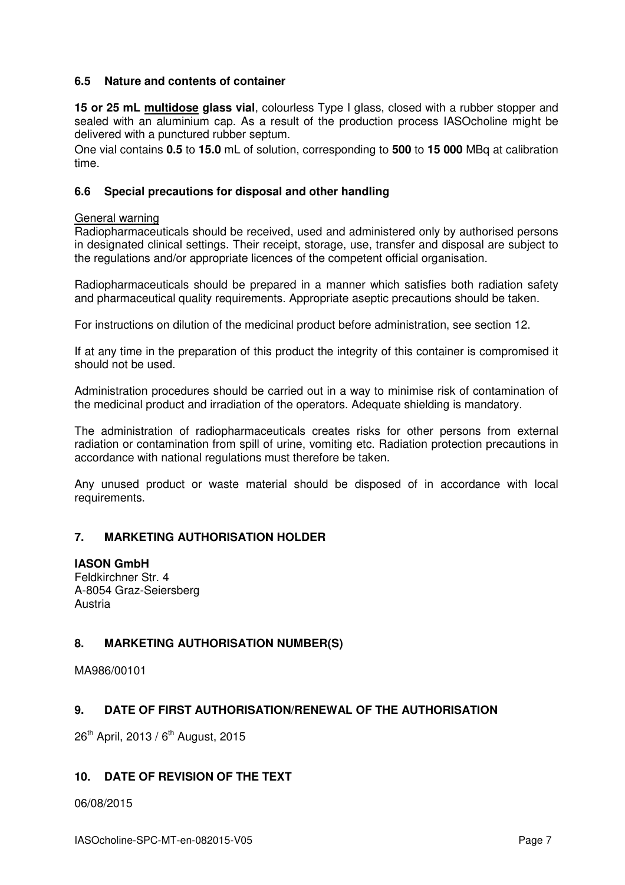### 6.5 Nature and contents of container

**15 or 25 mL multidose glass vial**, colourless Type I glass, closed with a rubber stopper and sealed with an aluminium cap. As a result of the production process IASOcholine might be delivered with a punctured rubber septum.

One vial contains **0.5** to **15.0** mL of solution, corresponding to **500** to **15 000** MBq at calibration time.

### 6.6 Special precautions for disposal and other handling

General warning

Radiopharmaceuticals should be received, used and administered only by authorised persons in designated clinical settings. Their receipt, storage, use, transfer and disposal are subject to the regulations and/or appropriate licences of the competent official organisation.

Radiopharmaceuticals should be prepared in a manner which satisfies both radiation safety and pharmaceutical quality requirements. Appropriate aseptic precautions should be taken.

For instructions on dilution of the medicinal product before administration, see section 12.

If at any time in the preparation of this product the integrity of this container is compromised it should not be used.

Administration procedures should be carried out in a way to minimise risk of contamination of the medicinal product and irradiation of the operators. Adequate shielding is mandatory.

The administration of radiopharmaceuticals creates risks for other persons from external radiation or contamination from spill of urine, vomiting etc. Radiation protection precautions in accordance with national regulations must therefore be taken.

Any unused product or waste material should be disposed of in accordance with local requirements.

## 7. MARKETING AUTHORISATION HOLDER

**IASON GmbH**
Feldkirchner Str. 4
A-8054 Graz-Seiersberg
Austria

## 8. MARKETING AUTHORISATION NUMBER(S)

MA986/00101

## 9. DATE OF FIRST AUTHORISATION/RENEWAL OF THE AUTHORISATION

26th April, 2013 / 6th August, 2015

## 10. DATE OF REVISION OF THE TEXT

06/08/2015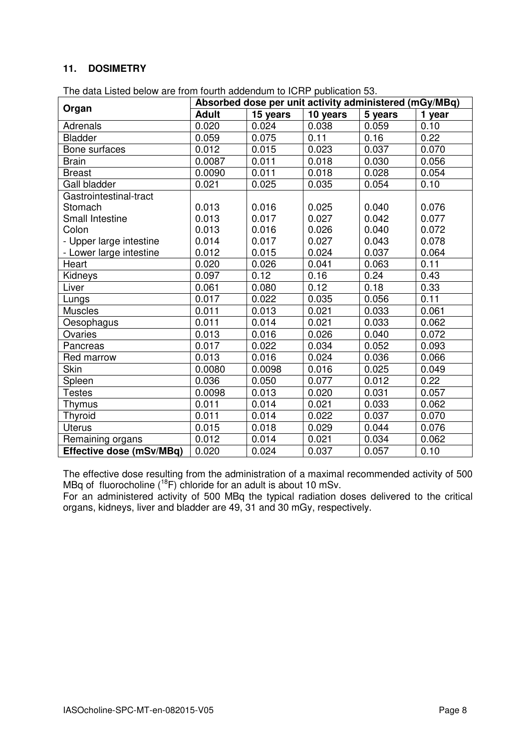## 11. DOSIMETRY

The data Listed below are from fourth addendum to ICRP publication 53.

| Organ | Absorbed dose per unit activity administered (mGy/MBq) | | | | |
|---|---|---|---|---|---|
| | **Adult** | **15 years** | **10 years** | **5 years** | **1 year** |
| Adrenals | 0.020 | 0.024 | 0.038 | 0.059 | 0.10 |
| Bladder | 0.059 | 0.075 | 0.11 | 0.16 | 0.22 |
| Bone surfaces | 0.012 | 0.015 | 0.023 | 0.037 | 0.070 |
| Brain | 0.0087 | 0.011 | 0.018 | 0.030 | 0.056 |
| Breast | 0.0090 | 0.011 | 0.018 | 0.028 | 0.054 |
| Gall bladder | 0.021 | 0.025 | 0.035 | 0.054 | 0.10 |
| Gastrointestinal-tract | | | | | |
| Stomach | 0.013 | 0.016 | 0.025 | 0.040 | 0.076 |
| Small Intestine | 0.013 | 0.017 | 0.027 | 0.042 | 0.077 |
| Colon | 0.013 | 0.016 | 0.026 | 0.040 | 0.072 |
| - Upper large intestine | 0.014 | 0.017 | 0.027 | 0.043 | 0.078 |
| - Lower large intestine | 0.012 | 0.015 | 0.024 | 0.037 | 0.064 |
| Heart | 0.020 | 0.026 | 0.041 | 0.063 | 0.11 |
| Kidneys | 0.097 | 0.12 | 0.16 | 0.24 | 0.43 |
| Liver | 0.061 | 0.080 | 0.12 | 0.18 | 0.33 |
| Lungs | 0.017 | 0.022 | 0.035 | 0.056 | 0.11 |
| Muscles | 0.011 | 0.013 | 0.021 | 0.033 | 0.061 |
| Oesophagus | 0.011 | 0.014 | 0.021 | 0.033 | 0.062 |
| Ovaries | 0.013 | 0.016 | 0.026 | 0.040 | 0.072 |
| Pancreas | 0.017 | 0.022 | 0.034 | 0.052 | 0.093 |
| Red marrow | 0.013 | 0.016 | 0.024 | 0.036 | 0.066 |
| Skin | 0.0080 | 0.0098 | 0.016 | 0.025 | 0.049 |
| Spleen | 0.036 | 0.050 | 0.077 | 0.012 | 0.22 |
| Testes | 0.0098 | 0.013 | 0.020 | 0.031 | 0.057 |
| Thymus | 0.011 | 0.014 | 0.021 | 0.033 | 0.062 |
| Thyroid | 0.011 | 0.014 | 0.022 | 0.037 | 0.070 |
| Uterus | 0.015 | 0.018 | 0.029 | 0.044 | 0.076 |
| Remaining organs | 0.012 | 0.014 | 0.021 | 0.034 | 0.062 |
| **Effective dose (mSv/MBq)** | 0.020 | 0.024 | 0.037 | 0.057 | 0.10 |

The effective dose resulting from the administration of a maximal recommended activity of 500 MBq of fluorocholine ($^{18}F$) chloride for an adult is about 10 mSv.

For an administered activity of 500 MBq the typical radiation doses delivered to the critical organs, kidneys, liver and bladder are 49, 31 and 30 mGy, respectively.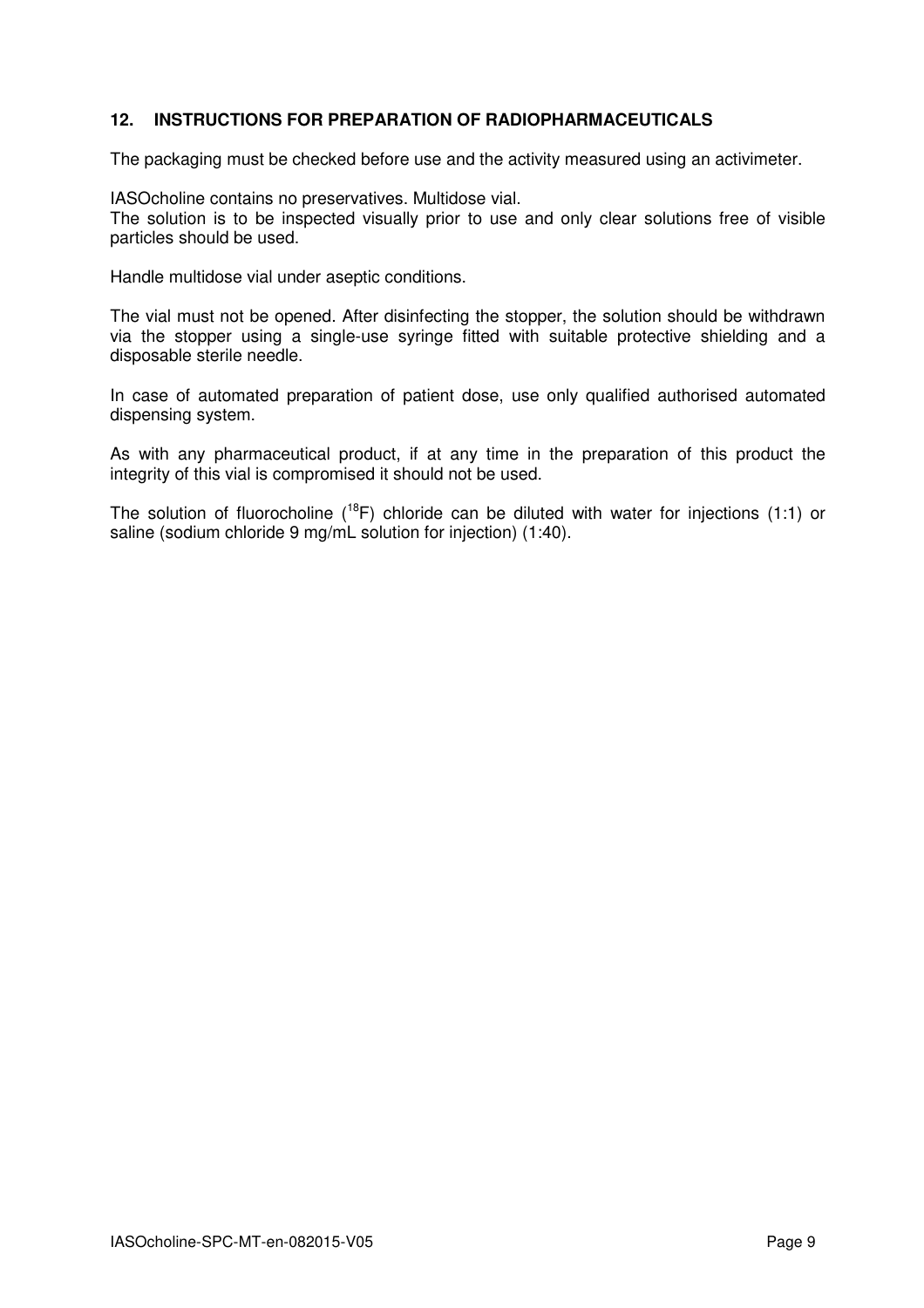## 12. INSTRUCTIONS FOR PREPARATION OF RADIOPHARMACEUTICALS

The packaging must be checked before use and the activity measured using an activimeter.

IASOcholine contains no preservatives. Multidose vial.
The solution is to be inspected visually prior to use and only clear solutions free of visible particles should be used.

Handle multidose vial under aseptic conditions.

The vial must not be opened. After disinfecting the stopper, the solution should be withdrawn via the stopper using a single-use syringe fitted with suitable protective shielding and a disposable sterile needle.

In case of automated preparation of patient dose, use only qualified authorised automated dispensing system.

As with any pharmaceutical product, if at any time in the preparation of this product the integrity of this vial is compromised it should not be used.

The solution of fluorocholine ($^{18}F$) chloride can be diluted with water for injections (1:1) or saline (sodium chloride 9 mg/mL solution for injection) (1:40).